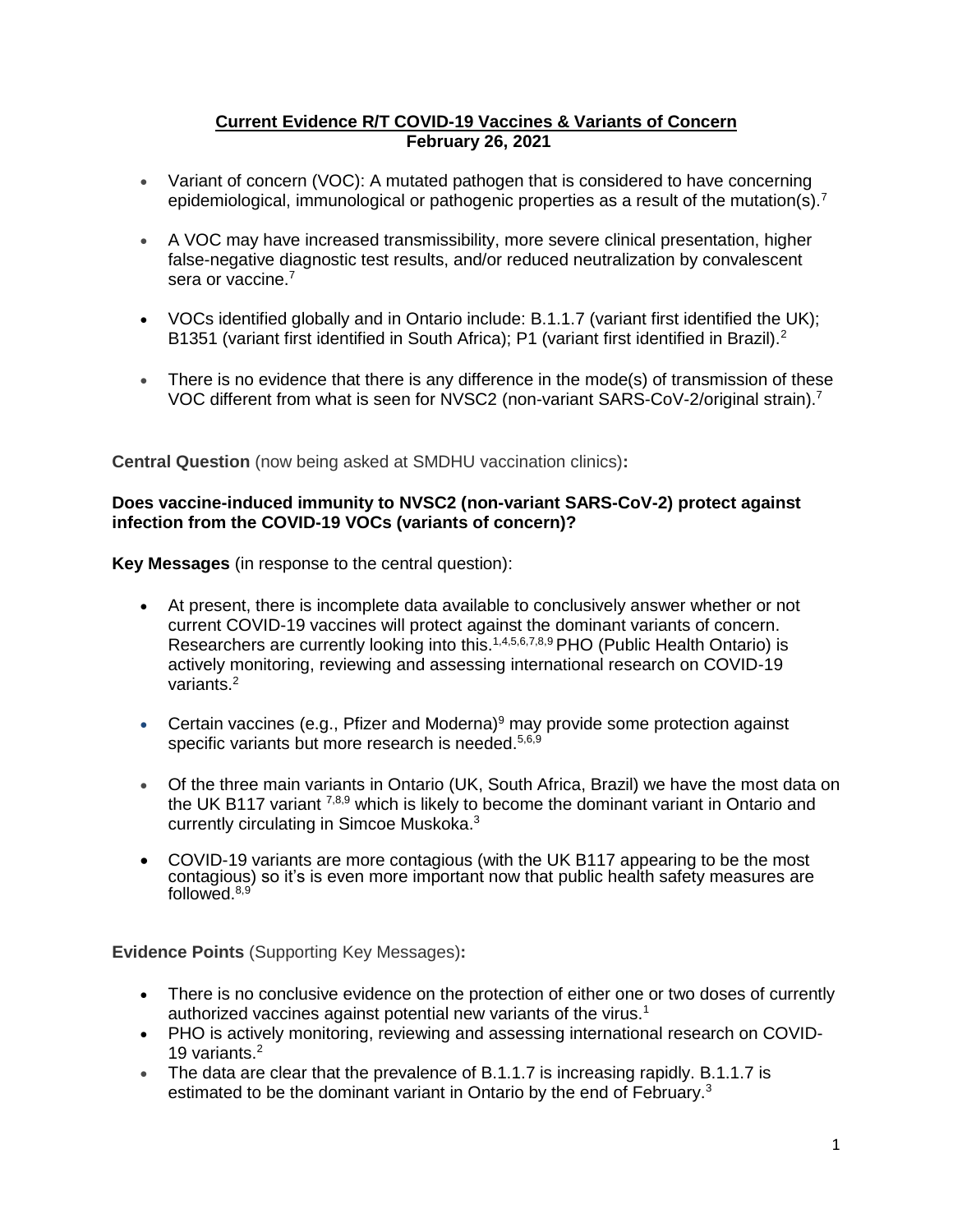# Current Evidence R/T COVID-19 Vaccines & Variants of Concern
**February 26, 2021**

- Variant of concern (VOC): A mutated pathogen that is considered to have concerning epidemiological, immunological or pathogenic properties as a result of the mutation(s).[7]
- A VOC may have increased transmissibility, more severe clinical presentation, higher false-negative diagnostic test results, and/or reduced neutralization by convalescent sera or vaccine.[7]
- VOCs identified globally and in Ontario include: B.1.1.7 (variant first identified the UK); B1351 (variant first identified in South Africa); P1 (variant first identified in Brazil).[2]
- There is no evidence that there is any difference in the mode(s) of transmission of these VOC different from what is seen for NVSC2 (non-variant SARS-CoV-2/original strain).[7]

**Central Question** (now being asked at SMDHU vaccination clinics)**:**

**Does vaccine-induced immunity to NVSC2 (non-variant SARS-CoV-2) protect against infection from the COVID-19 VOCs (variants of concern)?**

**Key Messages** (in response to the central question):

- At present, there is incomplete data available to conclusively answer whether or not current COVID-19 vaccines will protect against the dominant variants of concern. Researchers are currently looking into this.[1,4,5,6,7,8,9] PHO (Public Health Ontario) is actively monitoring, reviewing and assessing international research on COVID-19 variants.[2]
- Certain vaccines (e.g., Pfizer and Moderna)[9] may provide some protection against specific variants but more research is needed.[5,6,9]
- Of the three main variants in Ontario (UK, South Africa, Brazil) we have the most data on the UK B117 variant [7,8,9] which is likely to become the dominant variant in Ontario and currently circulating in Simcoe Muskoka.[3]
- COVID-19 variants are more contagious (with the UK B117 appearing to be the most contagious) so it's is even more important now that public health safety measures are followed.[8,9]

**Evidence Points** (Supporting Key Messages)**:**

- There is no conclusive evidence on the protection of either one or two doses of currently authorized vaccines against potential new variants of the virus.[1]
- PHO is actively monitoring, reviewing and assessing international research on COVID-19 variants.[2]
- The data are clear that the prevalence of B.1.1.7 is increasing rapidly. B.1.1.7 is estimated to be the dominant variant in Ontario by the end of February.[3]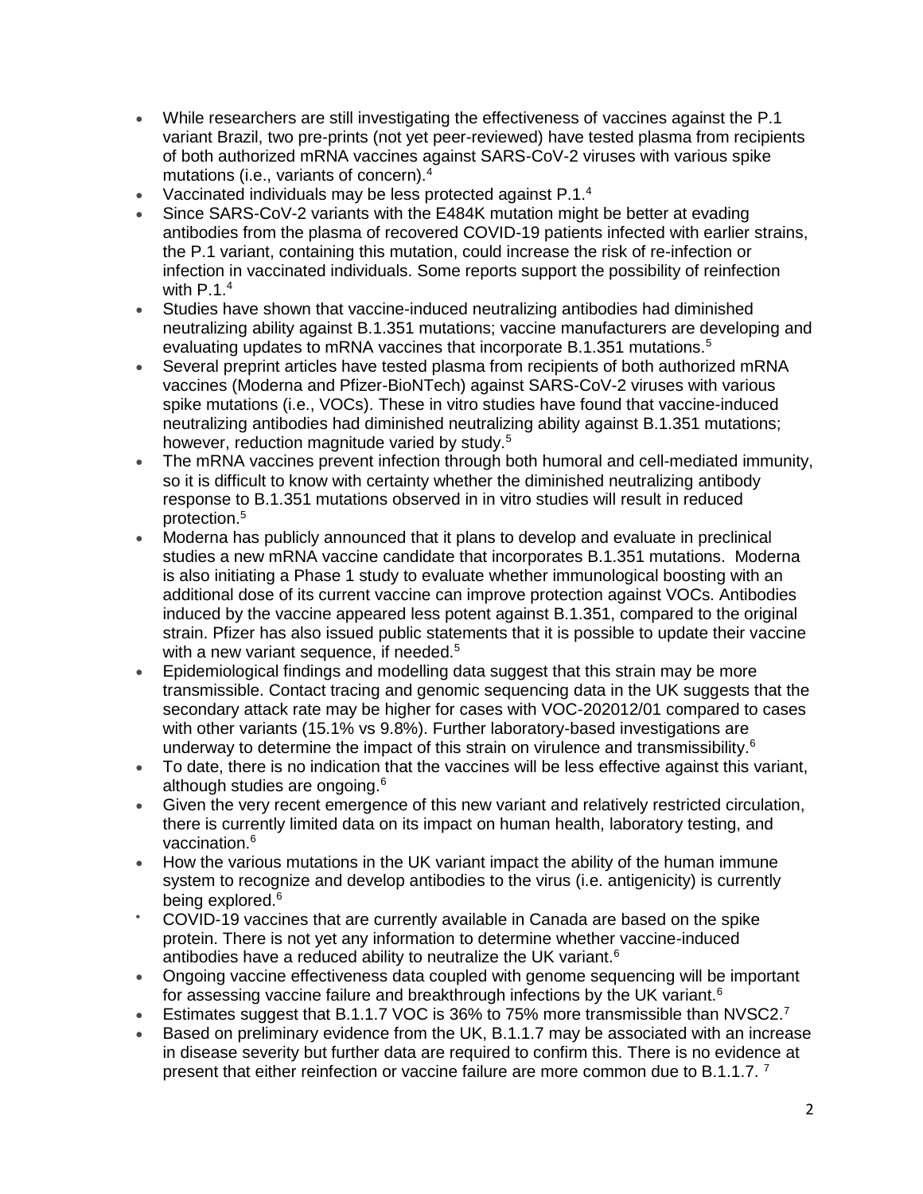- While researchers are still investigating the effectiveness of vaccines against the P.1 variant Brazil, two pre-prints (not yet peer-reviewed) have tested plasma from recipients of both authorized mRNA vaccines against SARS-CoV-2 viruses with various spike mutations (i.e., variants of concern).[4]
- Vaccinated individuals may be less protected against P.1.[4]
- Since SARS-CoV-2 variants with the E484K mutation might be better at evading antibodies from the plasma of recovered COVID-19 patients infected with earlier strains, the P.1 variant, containing this mutation, could increase the risk of re-infection or infection in vaccinated individuals. Some reports support the possibility of reinfection with P.1.[4]
- Studies have shown that vaccine-induced neutralizing antibodies had diminished neutralizing ability against B.1.351 mutations; vaccine manufacturers are developing and evaluating updates to mRNA vaccines that incorporate B.1.351 mutations.[5]
- Several preprint articles have tested plasma from recipients of both authorized mRNA vaccines (Moderna and Pfizer-BioNTech) against SARS-CoV-2 viruses with various spike mutations (i.e., VOCs). These in vitro studies have found that vaccine-induced neutralizing antibodies had diminished neutralizing ability against B.1.351 mutations; however, reduction magnitude varied by study.[5]
- The mRNA vaccines prevent infection through both humoral and cell-mediated immunity, so it is difficult to know with certainty whether the diminished neutralizing antibody response to B.1.351 mutations observed in in vitro studies will result in reduced protection.[5]
- Moderna has publicly announced that it plans to develop and evaluate in preclinical studies a new mRNA vaccine candidate that incorporates B.1.351 mutations. Moderna is also initiating a Phase 1 study to evaluate whether immunological boosting with an additional dose of its current vaccine can improve protection against VOCs. Antibodies induced by the vaccine appeared less potent against B.1.351, compared to the original strain. Pfizer has also issued public statements that it is possible to update their vaccine with a new variant sequence, if needed.[5]
- Epidemiological findings and modelling data suggest that this strain may be more transmissible. Contact tracing and genomic sequencing data in the UK suggests that the secondary attack rate may be higher for cases with VOC-202012/01 compared to cases with other variants (15.1% vs 9.8%). Further laboratory-based investigations are underway to determine the impact of this strain on virulence and transmissibility.[6]
- To date, there is no indication that the vaccines will be less effective against this variant, although studies are ongoing.[6]
- Given the very recent emergence of this new variant and relatively restricted circulation, there is currently limited data on its impact on human health, laboratory testing, and vaccination.[6]
- How the various mutations in the UK variant impact the ability of the human immune system to recognize and develop antibodies to the virus (i.e. antigenicity) is currently being explored.[6]
- COVID-19 vaccines that are currently available in Canada are based on the spike protein. There is not yet any information to determine whether vaccine-induced antibodies have a reduced ability to neutralize the UK variant.[6]
- Ongoing vaccine effectiveness data coupled with genome sequencing will be important for assessing vaccine failure and breakthrough infections by the UK variant.[6]
- Estimates suggest that B.1.1.7 VOC is 36% to 75% more transmissible than NVSC2.[7]
- Based on preliminary evidence from the UK, B.1.1.7 may be associated with an increase in disease severity but further data are required to confirm this. There is no evidence at present that either reinfection or vaccine failure are more common due to B.1.1.7.[7]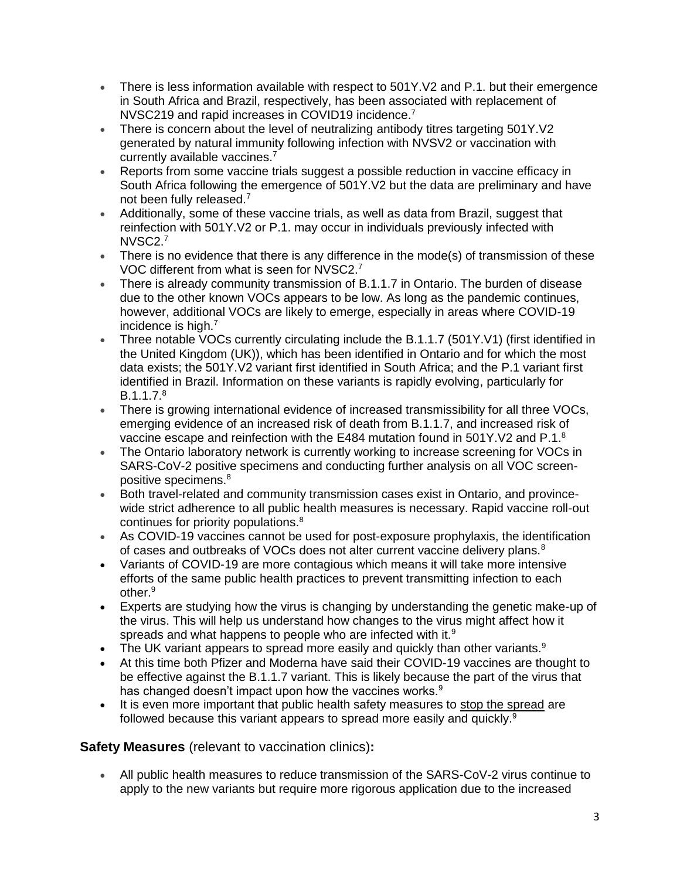- There is less information available with respect to 501Y.V2 and P.1. but their emergence in South Africa and Brazil, respectively, has been associated with replacement of NVSC219 and rapid increases in COVID19 incidence.[7]
- There is concern about the level of neutralizing antibody titres targeting 501Y.V2 generated by natural immunity following infection with NVSV2 or vaccination with currently available vaccines.[7]
- Reports from some vaccine trials suggest a possible reduction in vaccine efficacy in South Africa following the emergence of 501Y.V2 but the data are preliminary and have not been fully released.[7]
- Additionally, some of these vaccine trials, as well as data from Brazil, suggest that reinfection with 501Y.V2 or P.1. may occur in individuals previously infected with NVSC2.[7]
- There is no evidence that there is any difference in the mode(s) of transmission of these VOC different from what is seen for NVSC2.[7]
- There is already community transmission of B.1.1.7 in Ontario. The burden of disease due to the other known VOCs appears to be low. As long as the pandemic continues, however, additional VOCs are likely to emerge, especially in areas where COVID-19 incidence is high.[7]
- Three notable VOCs currently circulating include the B.1.1.7 (501Y.V1) (first identified in the United Kingdom (UK)), which has been identified in Ontario and for which the most data exists; the 501Y.V2 variant first identified in South Africa; and the P.1 variant first identified in Brazil. Information on these variants is rapidly evolving, particularly for B.1.1.7.[8]
- There is growing international evidence of increased transmissibility for all three VOCs, emerging evidence of an increased risk of death from B.1.1.7, and increased risk of vaccine escape and reinfection with the E484 mutation found in 501Y.V2 and P.1.[8]
- The Ontario laboratory network is currently working to increase screening for VOCs in SARS-CoV-2 positive specimens and conducting further analysis on all VOC screen-positive specimens.[8]
- Both travel-related and community transmission cases exist in Ontario, and province-wide strict adherence to all public health measures is necessary. Rapid vaccine roll-out continues for priority populations.[8]
- As COVID-19 vaccines cannot be used for post-exposure prophylaxis, the identification of cases and outbreaks of VOCs does not alter current vaccine delivery plans.[8]
- Variants of COVID-19 are more contagious which means it will take more intensive efforts of the same public health practices to prevent transmitting infection to each other.[9]
- Experts are studying how the virus is changing by understanding the genetic make-up of the virus. This will help us understand how changes to the virus might affect how it spreads and what happens to people who are infected with it.[9]
- The UK variant appears to spread more easily and quickly than other variants.[9]
- At this time both Pfizer and Moderna have said their COVID-19 vaccines are thought to be effective against the B.1.1.7 variant. This is likely because the part of the virus that has changed doesn't impact upon how the vaccines works.[9]
- It is even more important that public health safety measures to stop the spread are followed because this variant appears to spread more easily and quickly.[9]

**Safety Measures** (relevant to vaccination clinics)**:**

- All public health measures to reduce transmission of the SARS-CoV-2 virus continue to apply to the new variants but require more rigorous application due to the increased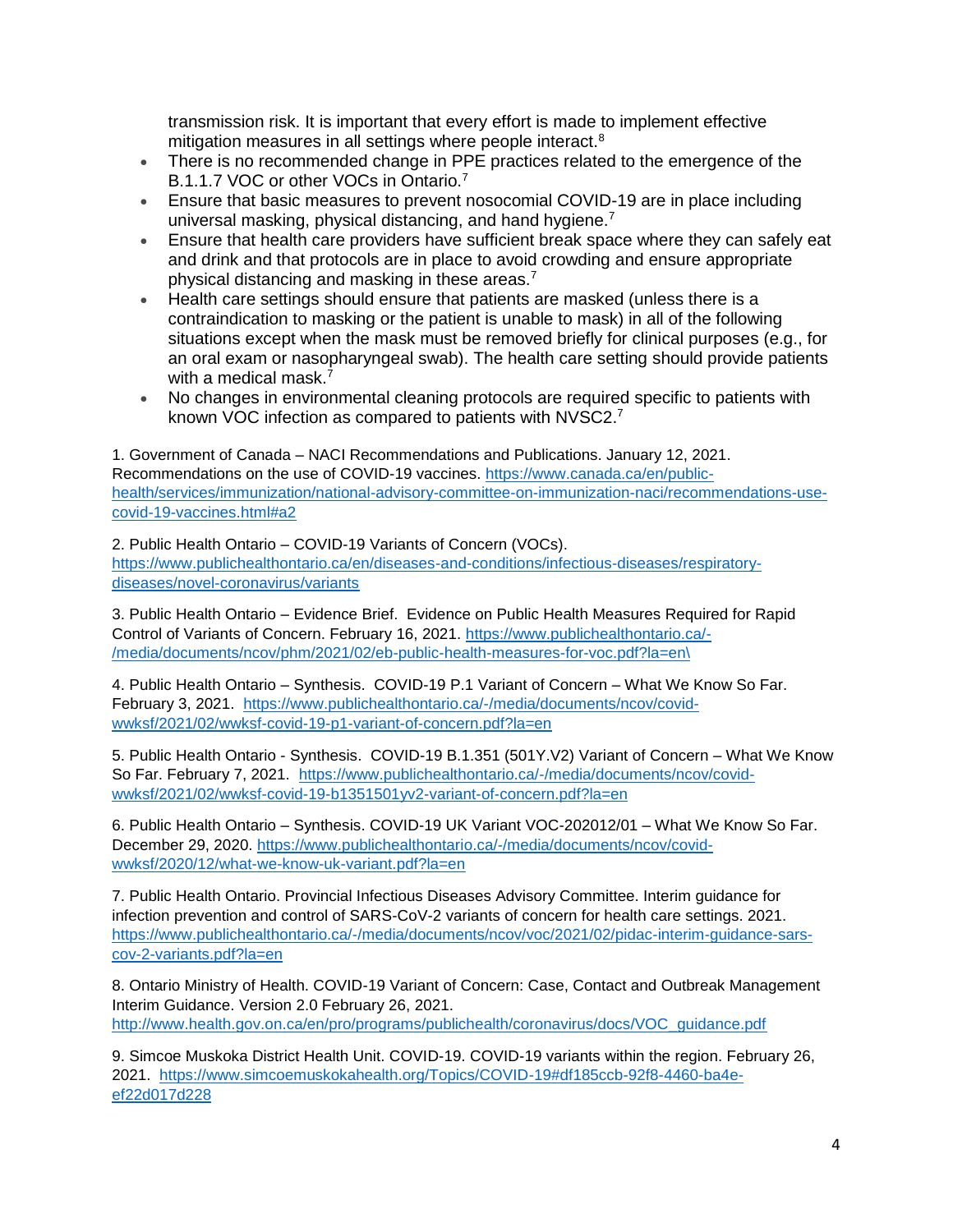transmission risk. It is important that every effort is made to implement effective mitigation measures in all settings where people interact.[8]

- There is no recommended change in PPE practices related to the emergence of the B.1.1.7 VOC or other VOCs in Ontario.[7]
- Ensure that basic measures to prevent nosocomial COVID-19 are in place including universal masking, physical distancing, and hand hygiene.[7]
- Ensure that health care providers have sufficient break space where they can safely eat and drink and that protocols are in place to avoid crowding and ensure appropriate physical distancing and masking in these areas.[7]
- Health care settings should ensure that patients are masked (unless there is a contraindication to masking or the patient is unable to mask) in all of the following situations except when the mask must be removed briefly for clinical purposes (e.g., for an oral exam or nasopharyngeal swab). The health care setting should provide patients with a medical mask.[7]
- No changes in environmental cleaning protocols are required specific to patients with known VOC infection as compared to patients with NVSC2.[7]

1. Government of Canada – NACI Recommendations and Publications. January 12, 2021. Recommendations on the use of COVID-19 vaccines. https://www.canada.ca/en/public-health/services/immunization/national-advisory-committee-on-immunization-naci/recommendations-use-covid-19-vaccines.html#a2

2. Public Health Ontario – COVID-19 Variants of Concern (VOCs). https://www.publichealthontario.ca/en/diseases-and-conditions/infectious-diseases/respiratory-diseases/novel-coronavirus/variants

3. Public Health Ontario – Evidence Brief. Evidence on Public Health Measures Required for Rapid Control of Variants of Concern. February 16, 2021. https://www.publichealthontario.ca/-/media/documents/ncov/phm/2021/02/eb-public-health-measures-for-voc.pdf?la=en\

4. Public Health Ontario – Synthesis. COVID-19 P.1 Variant of Concern – What We Know So Far. February 3, 2021. https://www.publichealthontario.ca/-/media/documents/ncov/covid-wwksf/2021/02/wwksf-covid-19-p1-variant-of-concern.pdf?la=en

5. Public Health Ontario - Synthesis. COVID-19 B.1.351 (501Y.V2) Variant of Concern – What We Know So Far. February 7, 2021. https://www.publichealthontario.ca/-/media/documents/ncov/covid-wwksf/2021/02/wwksf-covid-19-b1351501yv2-variant-of-concern.pdf?la=en

6. Public Health Ontario – Synthesis. COVID-19 UK Variant VOC-202012/01 – What We Know So Far. December 29, 2020. https://www.publichealthontario.ca/-/media/documents/ncov/covid-wwksf/2020/12/what-we-know-uk-variant.pdf?la=en

7. Public Health Ontario. Provincial Infectious Diseases Advisory Committee. Interim guidance for infection prevention and control of SARS-CoV-2 variants of concern for health care settings. 2021. https://www.publichealthontario.ca/-/media/documents/ncov/voc/2021/02/pidac-interim-guidance-sars-cov-2-variants.pdf?la=en

8. Ontario Ministry of Health. COVID-19 Variant of Concern: Case, Contact and Outbreak Management Interim Guidance. Version 2.0 February 26, 2021. http://www.health.gov.on.ca/en/pro/programs/publichealth/coronavirus/docs/VOC_guidance.pdf

9. Simcoe Muskoka District Health Unit. COVID-19. COVID-19 variants within the region. February 26, 2021. https://www.simcoemuskokahealth.org/Topics/COVID-19#df185ccb-92f8-4460-ba4e-ef22d017d228